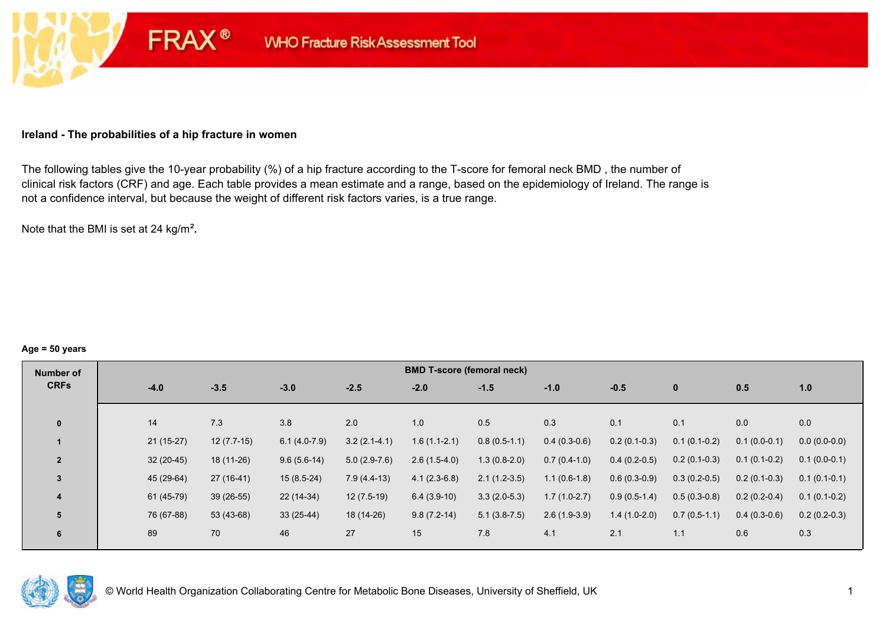**Ireland - The probabilities of a hip fracture in women**

The following tables give the 10-year probability (%) of a hip fracture according to the T-score for femoral neck BMD , the number of clinical risk factors (CRF) and age. Each table provides a mean estimate and a range, based on the epidemiology of Ireland. The range is not a confidence interval, but because the weight of different risk factors varies, is a true range.

Note that the BMI is set at 24 kg/m².

**Age = 50 years**

| Number of CRFs | BMD T-score (femoral neck) | | | | | | | | | | |
|---|---|---|---|---|---|---|---|---|---|---|---|
| | -4.0 | -3.5 | -3.0 | -2.5 | -2.0 | -1.5 | -1.0 | -0.5 | 0 | 0.5 | 1.0 |
| 0 | 14 | 7.3 | 3.8 | 2.0 | 1.0 | 0.5 | 0.3 | 0.1 | 0.1 | 0.0 | 0.0 |
| 1 | 21 (15-27) | 12 (7.7-15) | 6.1 (4.0-7.9) | 3.2 (2.1-4.1) | 1.6 (1.1-2.1) | 0.8 (0.5-1.1) | 0.4 (0.3-0.6) | 0.2 (0.1-0.3) | 0.1 (0.1-0.2) | 0.1 (0.0-0.1) | 0.0 (0.0-0.0) |
| 2 | 32 (20-45) | 18 (11-26) | 9.6 (5.6-14) | 5.0 (2.9-7.6) | 2.6 (1.5-4.0) | 1.3 (0.8-2.0) | 0.7 (0.4-1.0) | 0.4 (0.2-0.5) | 0.2 (0.1-0.3) | 0.1 (0.1-0.2) | 0.1 (0.0-0.1) |
| 3 | 45 (29-64) | 27 (16-41) | 15 (8.5-24) | 7.9 (4.4-13) | 4.1 (2.3-6.8) | 2.1 (1.2-3.5) | 1.1 (0.6-1.8) | 0.6 (0.3-0.9) | 0.3 (0.2-0.5) | 0.2 (0.1-0.3) | 0.1 (0.1-0.1) |
| 4 | 61 (45-79) | 39 (26-55) | 22 (14-34) | 12 (7.5-19) | 6.4 (3.9-10) | 3.3 (2.0-5.3) | 1.7 (1.0-2.7) | 0.9 (0.5-1.4) | 0.5 (0.3-0.8) | 0.2 (0.2-0.4) | 0.1 (0.1-0.2) |
| 5 | 76 (67-88) | 53 (43-68) | 33 (25-44) | 18 (14-26) | 9.8 (7.2-14) | 5.1 (3.8-7.5) | 2.6 (1.9-3.9) | 1.4 (1.0-2.0) | 0.7 (0.5-1.1) | 0.4 (0.3-0.6) | 0.2 (0.2-0.3) |
| 6 | 89 | 70 | 46 | 27 | 15 | 7.8 | 4.1 | 2.1 | 1.1 | 0.6 | 0.3 |

© World Health Organization Collaborating Centre for Metabolic Bone Diseases, University of Sheffield, UK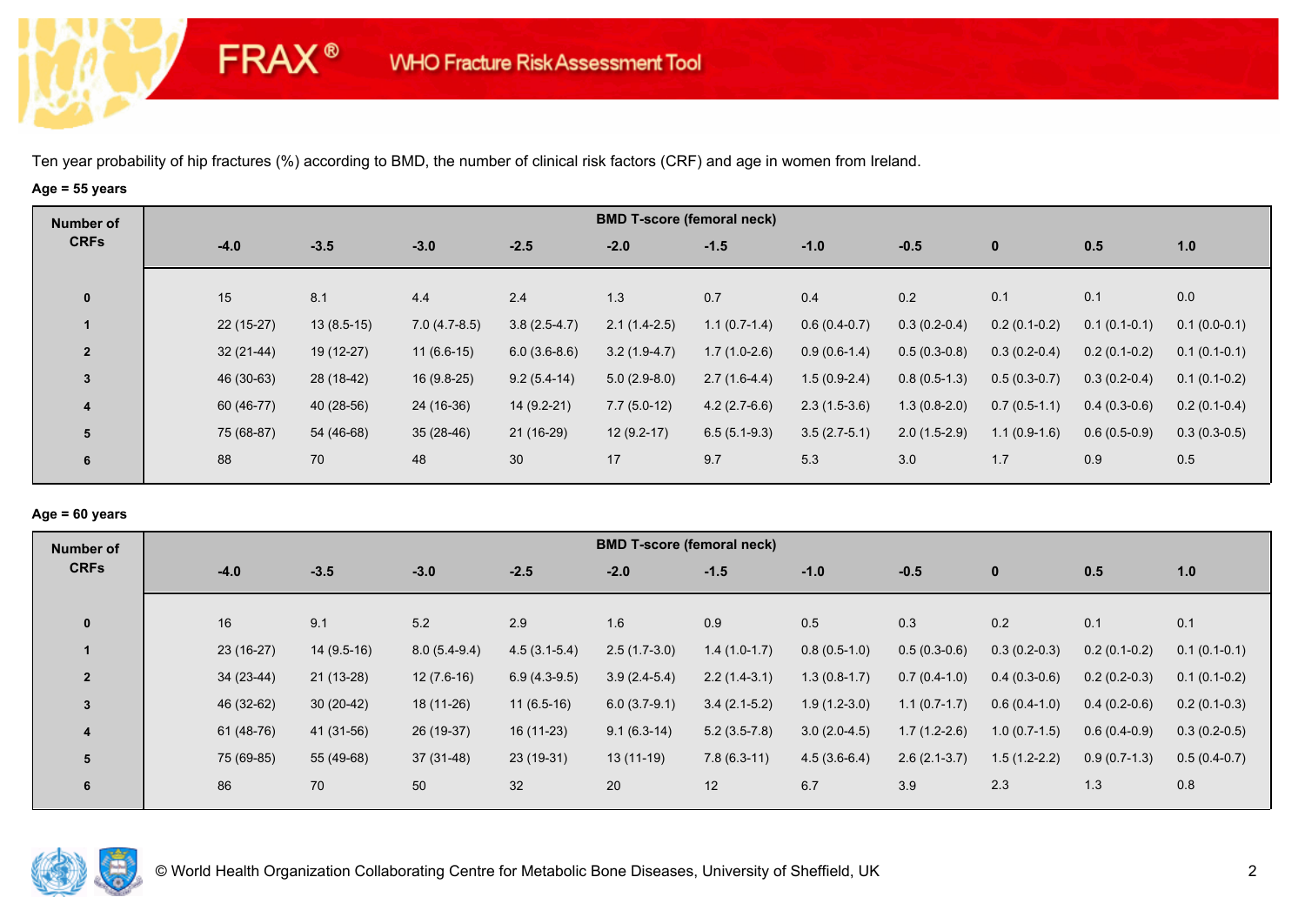FRAX® WHO Fracture Risk Assessment Tool

Ten year probability of hip fractures (%) according to BMD, the number of clinical risk factors (CRF) and age in women from Ireland.

**Age = 55 years**

| Number of CRFs | BMD T-score (femoral neck) | | | | | | | | | | |
|---|---|---|---|---|---|---|---|---|---|---|---|
| | -4.0 | -3.5 | -3.0 | -2.5 | -2.0 | -1.5 | -1.0 | -0.5 | 0 | 0.5 | 1.0 |
| 0 | 15 | 8.1 | 4.4 | 2.4 | 1.3 | 0.7 | 0.4 | 0.2 | 0.1 | 0.1 | 0.0 |
| 1 | 22 (15-27) | 13 (8.5-15) | 7.0 (4.7-8.5) | 3.8 (2.5-4.7) | 2.1 (1.4-2.5) | 1.1 (0.7-1.4) | 0.6 (0.4-0.7) | 0.3 (0.2-0.4) | 0.2 (0.1-0.2) | 0.1 (0.1-0.1) | 0.1 (0.0-0.1) |
| 2 | 32 (21-44) | 19 (12-27) | 11 (6.6-15) | 6.0 (3.6-8.6) | 3.2 (1.9-4.7) | 1.7 (1.0-2.6) | 0.9 (0.6-1.4) | 0.5 (0.3-0.8) | 0.3 (0.2-0.4) | 0.2 (0.1-0.2) | 0.1 (0.1-0.1) |
| 3 | 46 (30-63) | 28 (18-42) | 16 (9.8-25) | 9.2 (5.4-14) | 5.0 (2.9-8.0) | 2.7 (1.6-4.4) | 1.5 (0.9-2.4) | 0.8 (0.5-1.3) | 0.5 (0.3-0.7) | 0.3 (0.2-0.4) | 0.1 (0.1-0.2) |
| 4 | 60 (46-77) | 40 (28-56) | 24 (16-36) | 14 (9.2-21) | 7.7 (5.0-12) | 4.2 (2.7-6.6) | 2.3 (1.5-3.6) | 1.3 (0.8-2.0) | 0.7 (0.5-1.1) | 0.4 (0.3-0.6) | 0.2 (0.1-0.4) |
| 5 | 75 (68-87) | 54 (46-68) | 35 (28-46) | 21 (16-29) | 12 (9.2-17) | 6.5 (5.1-9.3) | 3.5 (2.7-5.1) | 2.0 (1.5-2.9) | 1.1 (0.9-1.6) | 0.6 (0.5-0.9) | 0.3 (0.3-0.5) |
| 6 | 88 | 70 | 48 | 30 | 17 | 9.7 | 5.3 | 3.0 | 1.7 | 0.9 | 0.5 |

**Age = 60 years**

| Number of CRFs | BMD T-score (femoral neck) | | | | | | | | | | |
|---|---|---|---|---|---|---|---|---|---|---|---|
| | -4.0 | -3.5 | -3.0 | -2.5 | -2.0 | -1.5 | -1.0 | -0.5 | 0 | 0.5 | 1.0 |
| 0 | 16 | 9.1 | 5.2 | 2.9 | 1.6 | 0.9 | 0.5 | 0.3 | 0.2 | 0.1 | 0.1 |
| 1 | 23 (16-27) | 14 (9.5-16) | 8.0 (5.4-9.4) | 4.5 (3.1-5.4) | 2.5 (1.7-3.0) | 1.4 (1.0-1.7) | 0.8 (0.5-1.0) | 0.5 (0.3-0.6) | 0.3 (0.2-0.3) | 0.2 (0.1-0.2) | 0.1 (0.1-0.1) |
| 2 | 34 (23-44) | 21 (13-28) | 12 (7.6-16) | 6.9 (4.3-9.5) | 3.9 (2.4-5.4) | 2.2 (1.4-3.1) | 1.3 (0.8-1.7) | 0.7 (0.4-1.0) | 0.4 (0.3-0.6) | 0.2 (0.2-0.3) | 0.1 (0.1-0.2) |
| 3 | 46 (32-62) | 30 (20-42) | 18 (11-26) | 11 (6.5-16) | 6.0 (3.7-9.1) | 3.4 (2.1-5.2) | 1.9 (1.2-3.0) | 1.1 (0.7-1.7) | 0.6 (0.4-1.0) | 0.4 (0.2-0.6) | 0.2 (0.1-0.3) |
| 4 | 61 (48-76) | 41 (31-56) | 26 (19-37) | 16 (11-23) | 9.1 (6.3-14) | 5.2 (3.5-7.8) | 3.0 (2.0-4.5) | 1.7 (1.2-2.6) | 1.0 (0.7-1.5) | 0.6 (0.4-0.9) | 0.3 (0.2-0.5) |
| 5 | 75 (69-85) | 55 (49-68) | 37 (31-48) | 23 (19-31) | 13 (11-19) | 7.8 (6.3-11) | 4.5 (3.6-6.4) | 2.6 (2.1-3.7) | 1.5 (1.2-2.2) | 0.9 (0.7-1.3) | 0.5 (0.4-0.7) |
| 6 | 86 | 70 | 50 | 32 | 20 | 12 | 6.7 | 3.9 | 2.3 | 1.3 | 0.8 |

© World Health Organization Collaborating Centre for Metabolic Bone Diseases, University of Sheffield, UK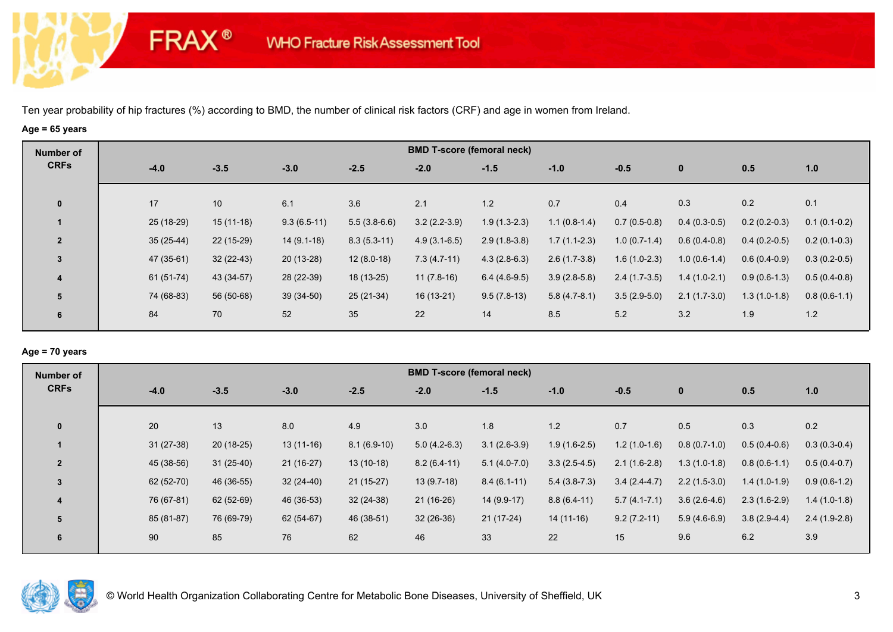Ten year probability of hip fractures (%) according to BMD, the number of clinical risk factors (CRF) and age in women from Ireland.

**Age = 65 years**

| Number of CRFs | BMD T-score (femoral neck) | | | | | | | | | | |
|---|---|---|---|---|---|---|---|---|---|---|---|
| | -4.0 | -3.5 | -3.0 | -2.5 | -2.0 | -1.5 | -1.0 | -0.5 | 0 | 0.5 | 1.0 |
| 0 | 17 | 10 | 6.1 | 3.6 | 2.1 | 1.2 | 0.7 | 0.4 | 0.3 | 0.2 | 0.1 |
| 1 | 25 (18-29) | 15 (11-18) | 9.3 (6.5-11) | 5.5 (3.8-6.6) | 3.2 (2.2-3.9) | 1.9 (1.3-2.3) | 1.1 (0.8-1.4) | 0.7 (0.5-0.8) | 0.4 (0.3-0.5) | 0.2 (0.2-0.3) | 0.1 (0.1-0.2) |
| 2 | 35 (25-44) | 22 (15-29) | 14 (9.1-18) | 8.3 (5.3-11) | 4.9 (3.1-6.5) | 2.9 (1.8-3.8) | 1.7 (1.1-2.3) | 1.0 (0.7-1.4) | 0.6 (0.4-0.8) | 0.4 (0.2-0.5) | 0.2 (0.1-0.3) |
| 3 | 47 (35-61) | 32 (22-43) | 20 (13-28) | 12 (8.0-18) | 7.3 (4.7-11) | 4.3 (2.8-6.3) | 2.6 (1.7-3.8) | 1.6 (1.0-2.3) | 1.0 (0.6-1.4) | 0.6 (0.4-0.9) | 0.3 (0.2-0.5) |
| 4 | 61 (51-74) | 43 (34-57) | 28 (22-39) | 18 (13-25) | 11 (7.8-16) | 6.4 (4.6-9.5) | 3.9 (2.8-5.8) | 2.4 (1.7-3.5) | 1.4 (1.0-2.1) | 0.9 (0.6-1.3) | 0.5 (0.4-0.8) |
| 5 | 74 (68-83) | 56 (50-68) | 39 (34-50) | 25 (21-34) | 16 (13-21) | 9.5 (7.8-13) | 5.8 (4.7-8.1) | 3.5 (2.9-5.0) | 2.1 (1.7-3.0) | 1.3 (1.0-1.8) | 0.8 (0.6-1.1) |
| 6 | 84 | 70 | 52 | 35 | 22 | 14 | 8.5 | 5.2 | 3.2 | 1.9 | 1.2 |

**Age = 70 years**

| Number of CRFs | BMD T-score (femoral neck) | | | | | | | | | | |
|---|---|---|---|---|---|---|---|---|---|---|---|
| | -4.0 | -3.5 | -3.0 | -2.5 | -2.0 | -1.5 | -1.0 | -0.5 | 0 | 0.5 | 1.0 |
| 0 | 20 | 13 | 8.0 | 4.9 | 3.0 | 1.8 | 1.2 | 0.7 | 0.5 | 0.3 | 0.2 |
| 1 | 31 (27-38) | 20 (18-25) | 13 (11-16) | 8.1 (6.9-10) | 5.0 (4.2-6.3) | 3.1 (2.6-3.9) | 1.9 (1.6-2.5) | 1.2 (1.0-1.6) | 0.8 (0.7-1.0) | 0.5 (0.4-0.6) | 0.3 (0.3-0.4) |
| 2 | 45 (38-56) | 31 (25-40) | 21 (16-27) | 13 (10-18) | 8.2 (6.4-11) | 5.1 (4.0-7.0) | 3.3 (2.5-4.5) | 2.1 (1.6-2.8) | 1.3 (1.0-1.8) | 0.8 (0.6-1.1) | 0.5 (0.4-0.7) |
| 3 | 62 (52-70) | 46 (36-55) | 32 (24-40) | 21 (15-27) | 13 (9.7-18) | 8.4 (6.1-11) | 5.4 (3.8-7.3) | 3.4 (2.4-4.7) | 2.2 (1.5-3.0) | 1.4 (1.0-1.9) | 0.9 (0.6-1.2) |
| 4 | 76 (67-81) | 62 (52-69) | 46 (36-53) | 32 (24-38) | 21 (16-26) | 14 (9.9-17) | 8.8 (6.4-11) | 5.7 (4.1-7.1) | 3.6 (2.6-4.6) | 2.3 (1.6-2.9) | 1.4 (1.0-1.8) |
| 5 | 85 (81-87) | 76 (69-79) | 62 (54-67) | 46 (38-51) | 32 (26-36) | 21 (17-24) | 14 (11-16) | 9.2 (7.2-11) | 5.9 (4.6-6.9) | 3.8 (2.9-4.4) | 2.4 (1.9-2.8) |
| 6 | 90 | 85 | 76 | 62 | 46 | 33 | 22 | 15 | 9.6 | 6.2 | 3.9 |

© World Health Organization Collaborating Centre for Metabolic Bone Diseases, University of Sheffield, UK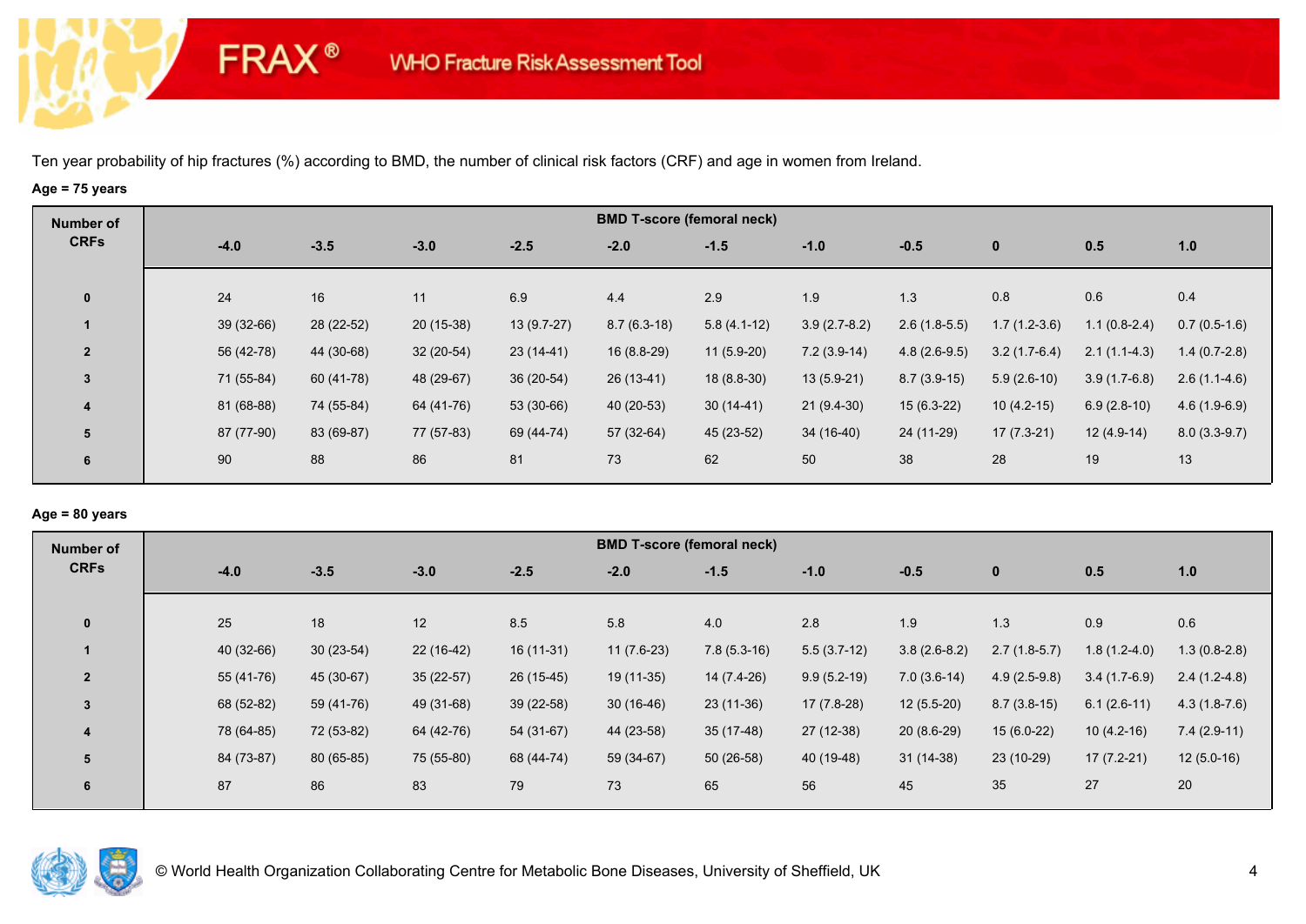Ten year probability of hip fractures (%) according to BMD, the number of clinical risk factors (CRF) and age in women from Ireland.

**Age = 75 years**

| Number of CRFs | BMD T-score (femoral neck) | | | | | | | | | | |
|---|---|---|---|---|---|---|---|---|---|---|---|
| | -4.0 | -3.5 | -3.0 | -2.5 | -2.0 | -1.5 | -1.0 | -0.5 | 0 | 0.5 | 1.0 |
| 0 | 24 | 16 | 11 | 6.9 | 4.4 | 2.9 | 1.9 | 1.3 | 0.8 | 0.6 | 0.4 |
| 1 | 39 (32-66) | 28 (22-52) | 20 (15-38) | 13 (9.7-27) | 8.7 (6.3-18) | 5.8 (4.1-12) | 3.9 (2.7-8.2) | 2.6 (1.8-5.5) | 1.7 (1.2-3.6) | 1.1 (0.8-2.4) | 0.7 (0.5-1.6) |
| 2 | 56 (42-78) | 44 (30-68) | 32 (20-54) | 23 (14-41) | 16 (8.8-29) | 11 (5.9-20) | 7.2 (3.9-14) | 4.8 (2.6-9.5) | 3.2 (1.7-6.4) | 2.1 (1.1-4.3) | 1.4 (0.7-2.8) |
| 3 | 71 (55-84) | 60 (41-78) | 48 (29-67) | 36 (20-54) | 26 (13-41) | 18 (8.8-30) | 13 (5.9-21) | 8.7 (3.9-15) | 5.9 (2.6-10) | 3.9 (1.7-6.8) | 2.6 (1.1-4.6) |
| 4 | 81 (68-88) | 74 (55-84) | 64 (41-76) | 53 (30-66) | 40 (20-53) | 30 (14-41) | 21 (9.4-30) | 15 (6.3-22) | 10 (4.2-15) | 6.9 (2.8-10) | 4.6 (1.9-6.9) |
| 5 | 87 (77-90) | 83 (69-87) | 77 (57-83) | 69 (44-74) | 57 (32-64) | 45 (23-52) | 34 (16-40) | 24 (11-29) | 17 (7.3-21) | 12 (4.9-14) | 8.0 (3.3-9.7) |
| 6 | 90 | 88 | 86 | 81 | 73 | 62 | 50 | 38 | 28 | 19 | 13 |

**Age = 80 years**

| Number of CRFs | BMD T-score (femoral neck) | | | | | | | | | | |
|---|---|---|---|---|---|---|---|---|---|---|---|
| | -4.0 | -3.5 | -3.0 | -2.5 | -2.0 | -1.5 | -1.0 | -0.5 | 0 | 0.5 | 1.0 |
| 0 | 25 | 18 | 12 | 8.5 | 5.8 | 4.0 | 2.8 | 1.9 | 1.3 | 0.9 | 0.6 |
| 1 | 40 (32-66) | 30 (23-54) | 22 (16-42) | 16 (11-31) | 11 (7.6-23) | 7.8 (5.3-16) | 5.5 (3.7-12) | 3.8 (2.6-8.2) | 2.7 (1.8-5.7) | 1.8 (1.2-4.0) | 1.3 (0.8-2.8) |
| 2 | 55 (41-76) | 45 (30-67) | 35 (22-57) | 26 (15-45) | 19 (11-35) | 14 (7.4-26) | 9.9 (5.2-19) | 7.0 (3.6-14) | 4.9 (2.5-9.8) | 3.4 (1.7-6.9) | 2.4 (1.2-4.8) |
| 3 | 68 (52-82) | 59 (41-76) | 49 (31-68) | 39 (22-58) | 30 (16-46) | 23 (11-36) | 17 (7.8-28) | 12 (5.5-20) | 8.7 (3.8-15) | 6.1 (2.6-11) | 4.3 (1.8-7.6) |
| 4 | 78 (64-85) | 72 (53-82) | 64 (42-76) | 54 (31-67) | 44 (23-58) | 35 (17-48) | 27 (12-38) | 20 (8.6-29) | 15 (6.0-22) | 10 (4.2-16) | 7.4 (2.9-11) |
| 5 | 84 (73-87) | 80 (65-85) | 75 (55-80) | 68 (44-74) | 59 (34-67) | 50 (26-58) | 40 (19-48) | 31 (14-38) | 23 (10-29) | 17 (7.2-21) | 12 (5.0-16) |
| 6 | 87 | 86 | 83 | 79 | 73 | 65 | 56 | 45 | 35 | 27 | 20 |

© World Health Organization Collaborating Centre for Metabolic Bone Diseases, University of Sheffield, UK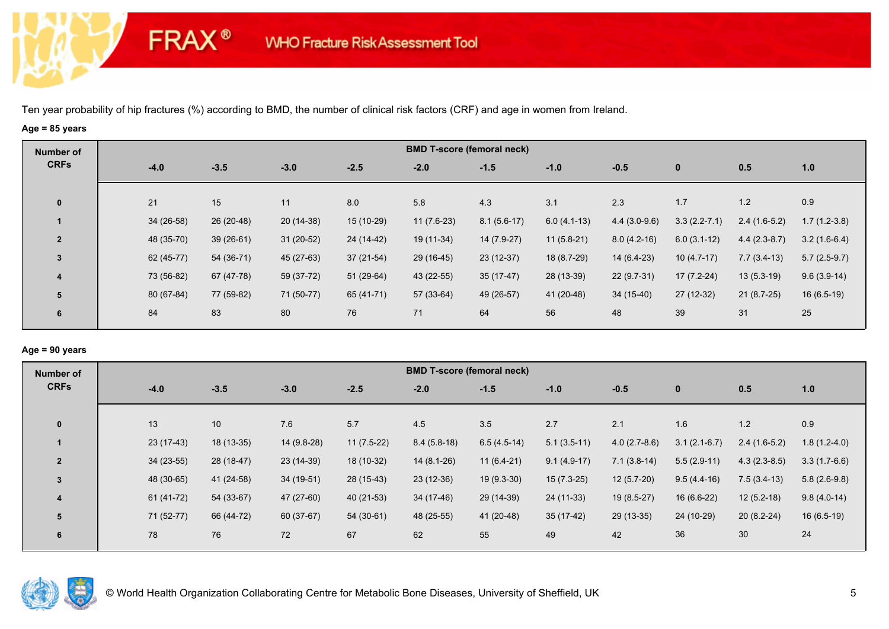FRAX® WHO Fracture Risk Assessment Tool

Ten year probability of hip fractures (%) according to BMD, the number of clinical risk factors (CRF) and age in women from Ireland.

**Age = 85 years**

| Number of CRFs | BMD T-score (femoral neck) | | | | | | | | | | |
|---|---|---|---|---|---|---|---|---|---|---|---|
| | -4.0 | -3.5 | -3.0 | -2.5 | -2.0 | -1.5 | -1.0 | -0.5 | 0 | 0.5 | 1.0 |
| 0 | 21 | 15 | 11 | 8.0 | 5.8 | 4.3 | 3.1 | 2.3 | 1.7 | 1.2 | 0.9 |
| 1 | 34 (26-58) | 26 (20-48) | 20 (14-38) | 15 (10-29) | 11 (7.6-23) | 8.1 (5.6-17) | 6.0 (4.1-13) | 4.4 (3.0-9.6) | 3.3 (2.2-7.1) | 2.4 (1.6-5.2) | 1.7 (1.2-3.8) |
| 2 | 48 (35-70) | 39 (26-61) | 31 (20-52) | 24 (14-42) | 19 (11-34) | 14 (7.9-27) | 11 (5.8-21) | 8.0 (4.2-16) | 6.0 (3.1-12) | 4.4 (2.3-8.7) | 3.2 (1.6-6.4) |
| 3 | 62 (45-77) | 54 (36-71) | 45 (27-63) | 37 (21-54) | 29 (16-45) | 23 (12-37) | 18 (8.7-29) | 14 (6.4-23) | 10 (4.7-17) | 7.7 (3.4-13) | 5.7 (2.5-9.7) |
| 4 | 73 (56-82) | 67 (47-78) | 59 (37-72) | 51 (29-64) | 43 (22-55) | 35 (17-47) | 28 (13-39) | 22 (9.7-31) | 17 (7.2-24) | 13 (5.3-19) | 9.6 (3.9-14) |
| 5 | 80 (67-84) | 77 (59-82) | 71 (50-77) | 65 (41-71) | 57 (33-64) | 49 (26-57) | 41 (20-48) | 34 (15-40) | 27 (12-32) | 21 (8.7-25) | 16 (6.5-19) |
| 6 | 84 | 83 | 80 | 76 | 71 | 64 | 56 | 48 | 39 | 31 | 25 |

**Age = 90 years**

| Number of CRFs | BMD T-score (femoral neck) | | | | | | | | | | |
|---|---|---|---|---|---|---|---|---|---|---|---|
| | -4.0 | -3.5 | -3.0 | -2.5 | -2.0 | -1.5 | -1.0 | -0.5 | 0 | 0.5 | 1.0 |
| 0 | 13 | 10 | 7.6 | 5.7 | 4.5 | 3.5 | 2.7 | 2.1 | 1.6 | 1.2 | 0.9 |
| 1 | 23 (17-43) | 18 (13-35) | 14 (9.8-28) | 11 (7.5-22) | 8.4 (5.8-18) | 6.5 (4.5-14) | 5.1 (3.5-11) | 4.0 (2.7-8.6) | 3.1 (2.1-6.7) | 2.4 (1.6-5.2) | 1.8 (1.2-4.0) |
| 2 | 34 (23-55) | 28 (18-47) | 23 (14-39) | 18 (10-32) | 14 (8.1-26) | 11 (6.4-21) | 9.1 (4.9-17) | 7.1 (3.8-14) | 5.5 (2.9-11) | 4.3 (2.3-8.5) | 3.3 (1.7-6.6) |
| 3 | 48 (30-65) | 41 (24-58) | 34 (19-51) | 28 (15-43) | 23 (12-36) | 19 (9.3-30) | 15 (7.3-25) | 12 (5.7-20) | 9.5 (4.4-16) | 7.5 (3.4-13) | 5.8 (2.6-9.8) |
| 4 | 61 (41-72) | 54 (33-67) | 47 (27-60) | 40 (21-53) | 34 (17-46) | 29 (14-39) | 24 (11-33) | 19 (8.5-27) | 16 (6.6-22) | 12 (5.2-18) | 9.8 (4.0-14) |
| 5 | 71 (52-77) | 66 (44-72) | 60 (37-67) | 54 (30-61) | 48 (25-55) | 41 (20-48) | 35 (17-42) | 29 (13-35) | 24 (10-29) | 20 (8.2-24) | 16 (6.5-19) |
| 6 | 78 | 76 | 72 | 67 | 62 | 55 | 49 | 42 | 36 | 30 | 24 |

© World Health Organization Collaborating Centre for Metabolic Bone Diseases, University of Sheffield, UK